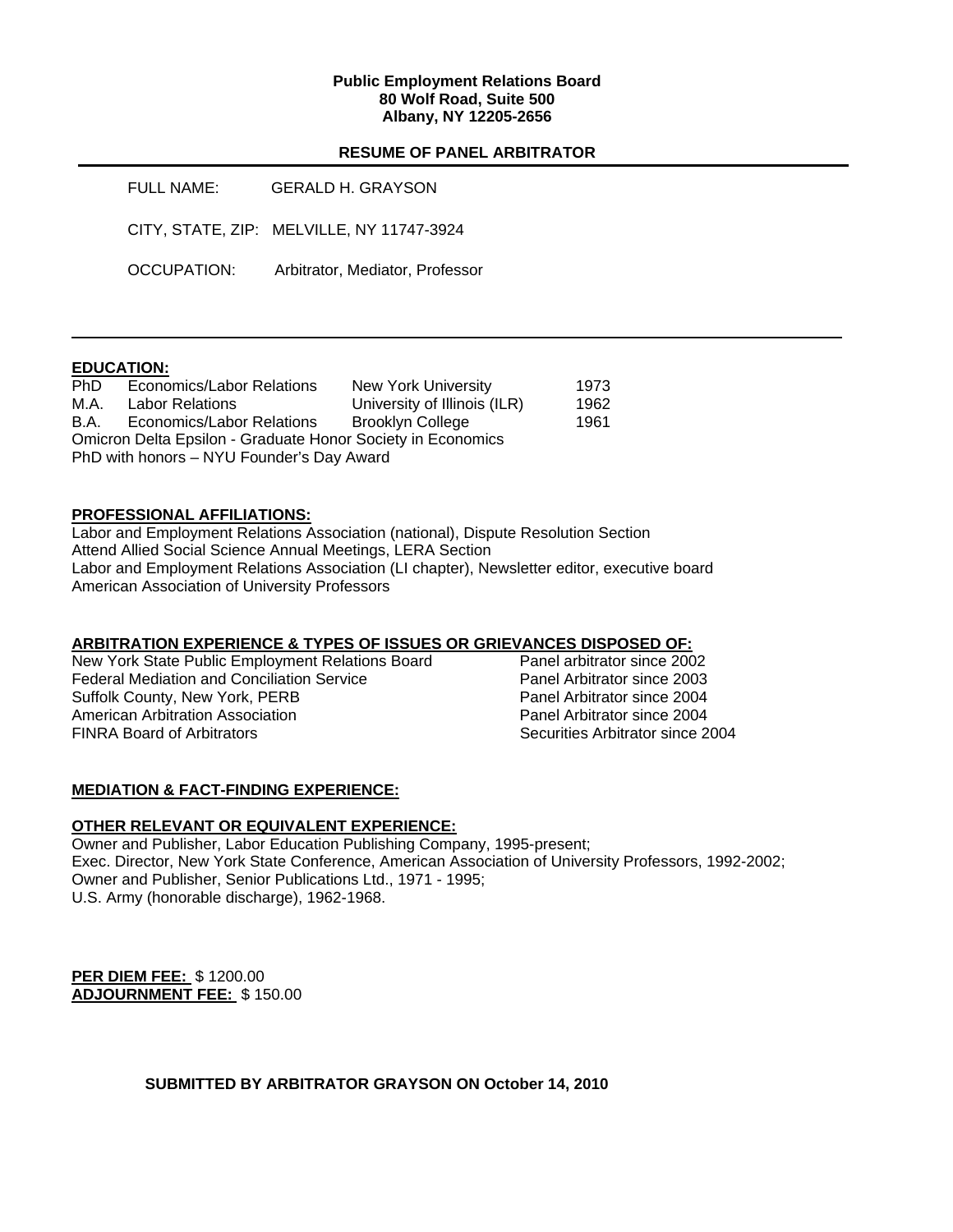**Public Employment Relations Board**
**80 Wolf Road, Suite 500**
**Albany, NY 12205-2656**

## RESUME OF PANEL ARBITRATOR

FULL NAME: GERALD H. GRAYSON

CITY, STATE, ZIP: MELVILLE, NY 11747-3924

OCCUPATION: Arbitrator, Mediator, Professor

---

### EDUCATION:

| | | | |
|---|---|---|---|
| PhD | Economics/Labor Relations | New York University | 1973 |
| M.A. | Labor Relations | University of Illinois (ILR) | 1962 |
| B.A. | Economics/Labor Relations | Brooklyn College | 1961 |

Omicron Delta Epsilon - Graduate Honor Society in Economics
PhD with honors – NYU Founder's Day Award

### PROFESSIONAL AFFILIATIONS:

Labor and Employment Relations Association (national), Dispute Resolution Section
Attend Allied Social Science Annual Meetings, LERA Section
Labor and Employment Relations Association (LI chapter), Newsletter editor, executive board
American Association of University Professors

### ARBITRATION EXPERIENCE & TYPES OF ISSUES OR GRIEVANCES DISPOSED OF:

| | |
|---|---|
| New York State Public Employment Relations Board | Panel arbitrator since 2002 |
| Federal Mediation and Conciliation Service | Panel Arbitrator since 2003 |
| Suffolk County, New York, PERB | Panel Arbitrator since 2004 |
| American Arbitration Association | Panel Arbitrator since 2004 |
| FINRA Board of Arbitrators | Securities Arbitrator since 2004 |

### MEDIATION & FACT-FINDING EXPERIENCE:

### OTHER RELEVANT OR EQUIVALENT EXPERIENCE:

Owner and Publisher, Labor Education Publishing Company, 1995-present;
Exec. Director, New York State Conference, American Association of University Professors, 1992-2002;
Owner and Publisher, Senior Publications Ltd., 1971 - 1995;
U.S. Army (honorable discharge), 1962-1968.

**PER DIEM FEE:** $ 1200.00
**ADJOURNMENT FEE:** $ 150.00

**SUBMITTED BY ARBITRATOR GRAYSON ON October 14, 2010**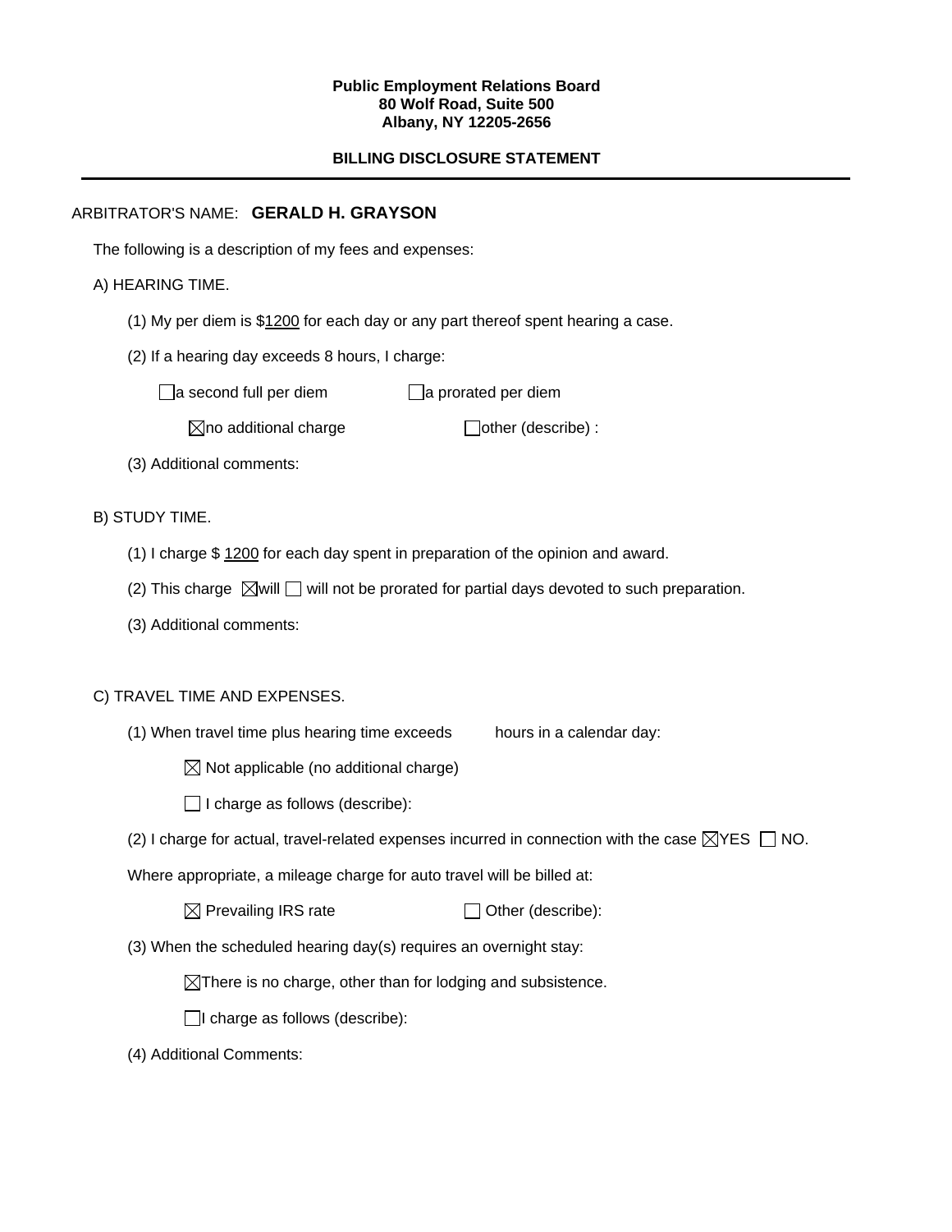**Public Employment Relations Board**
**80 Wolf Road, Suite 500**
**Albany, NY 12205-2656**

**BILLING DISCLOSURE STATEMENT**

---

ARBITRATOR'S NAME: **GERALD H. GRAYSON**

The following is a description of my fees and expenses:

A) HEARING TIME.

(1) My per diem is $1200 for each day or any part thereof spent hearing a case.

(2) If a hearing day exceeds 8 hours, I charge:

☐ a second full per diem ☐ a prorated per diem

☒ no additional charge ☐ other (describe) :

(3) Additional comments:

B) STUDY TIME.

(1) I charge $ 1200 for each day spent in preparation of the opinion and award.

(2) This charge ☒ will ☐ will not be prorated for partial days devoted to such preparation.

(3) Additional comments:

C) TRAVEL TIME AND EXPENSES.

(1) When travel time plus hearing time exceeds hours in a calendar day:

☒ Not applicable (no additional charge)

☐ I charge as follows (describe):

(2) I charge for actual, travel-related expenses incurred in connection with the case ☒ YES ☐ NO.

Where appropriate, a mileage charge for auto travel will be billed at:

☒ Prevailing IRS rate ☐ Other (describe):

(3) When the scheduled hearing day(s) requires an overnight stay:

☒ There is no charge, other than for lodging and subsistence.

☐ I charge as follows (describe):

(4) Additional Comments: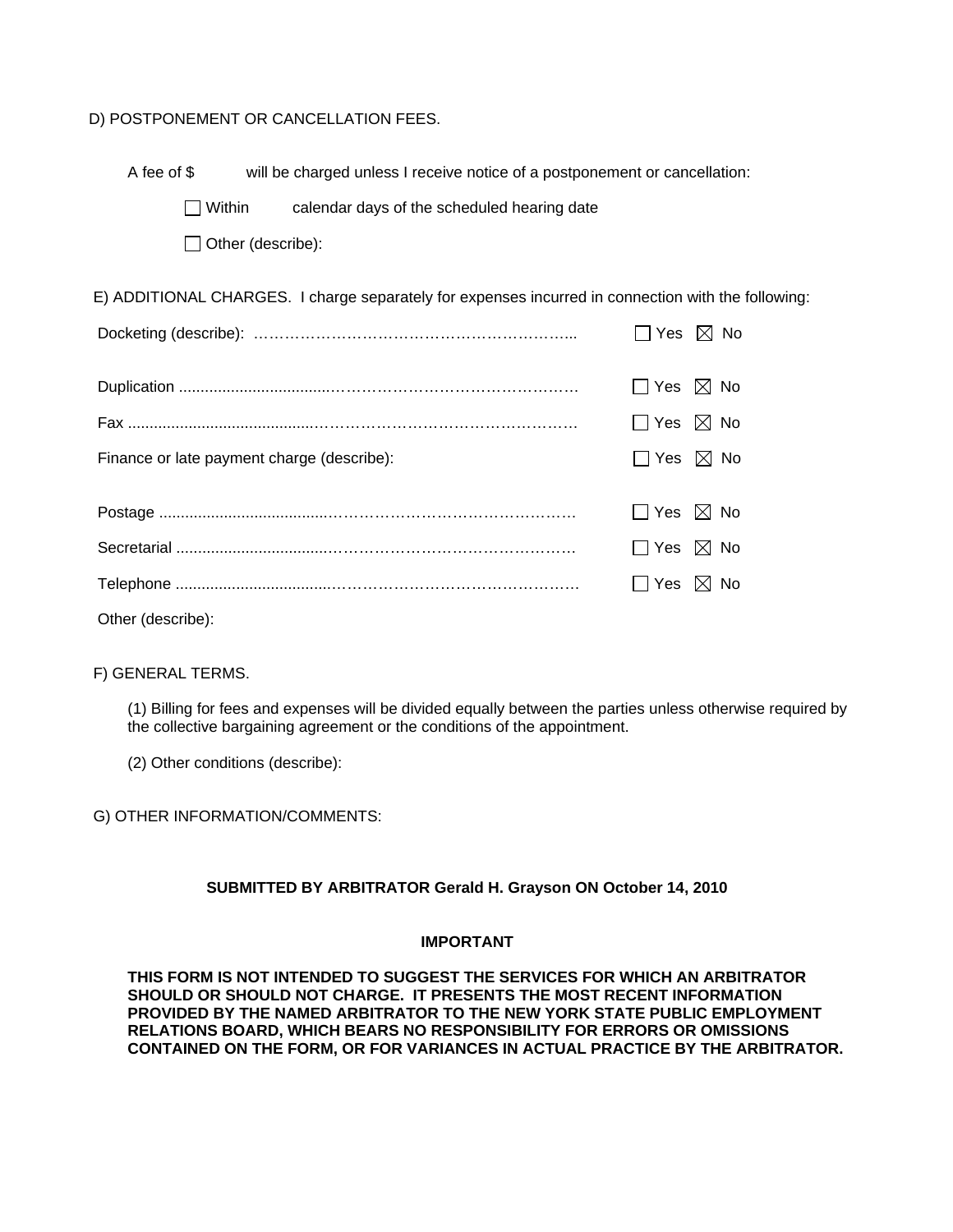D) POSTPONEMENT OR CANCELLATION FEES.

A fee of $ will be charged unless I receive notice of a postponement or cancellation:

☐ Within calendar days of the scheduled hearing date

☐ Other (describe):

E) ADDITIONAL CHARGES. I charge separately for expenses incurred in connection with the following:

| | |
|---|---|
| Docketing (describe): ………………………………………………………... | ☐ Yes ☒ No |
| Duplication ………………………………………………………………… | ☐ Yes ☒ No |
| Fax ………………………………………………………………………… | ☐ Yes ☒ No |
| Finance or late payment charge (describe): | ☐ Yes ☒ No |
| Postage …………………………………………………………………… | ☐ Yes ☒ No |
| Secretarial ………………………………………………………………… | ☐ Yes ☒ No |
| Telephone ………………………………………………………………… | ☐ Yes ☒ No |

Other (describe):

F) GENERAL TERMS.

(1) Billing for fees and expenses will be divided equally between the parties unless otherwise required by the collective bargaining agreement or the conditions of the appointment.

(2) Other conditions (describe):

G) OTHER INFORMATION/COMMENTS:

**SUBMITTED BY ARBITRATOR Gerald H. Grayson ON October 14, 2010**

**IMPORTANT**

**THIS FORM IS NOT INTENDED TO SUGGEST THE SERVICES FOR WHICH AN ARBITRATOR SHOULD OR SHOULD NOT CHARGE. IT PRESENTS THE MOST RECENT INFORMATION PROVIDED BY THE NAMED ARBITRATOR TO THE NEW YORK STATE PUBLIC EMPLOYMENT RELATIONS BOARD, WHICH BEARS NO RESPONSIBILITY FOR ERRORS OR OMISSIONS CONTAINED ON THE FORM, OR FOR VARIANCES IN ACTUAL PRACTICE BY THE ARBITRATOR.**